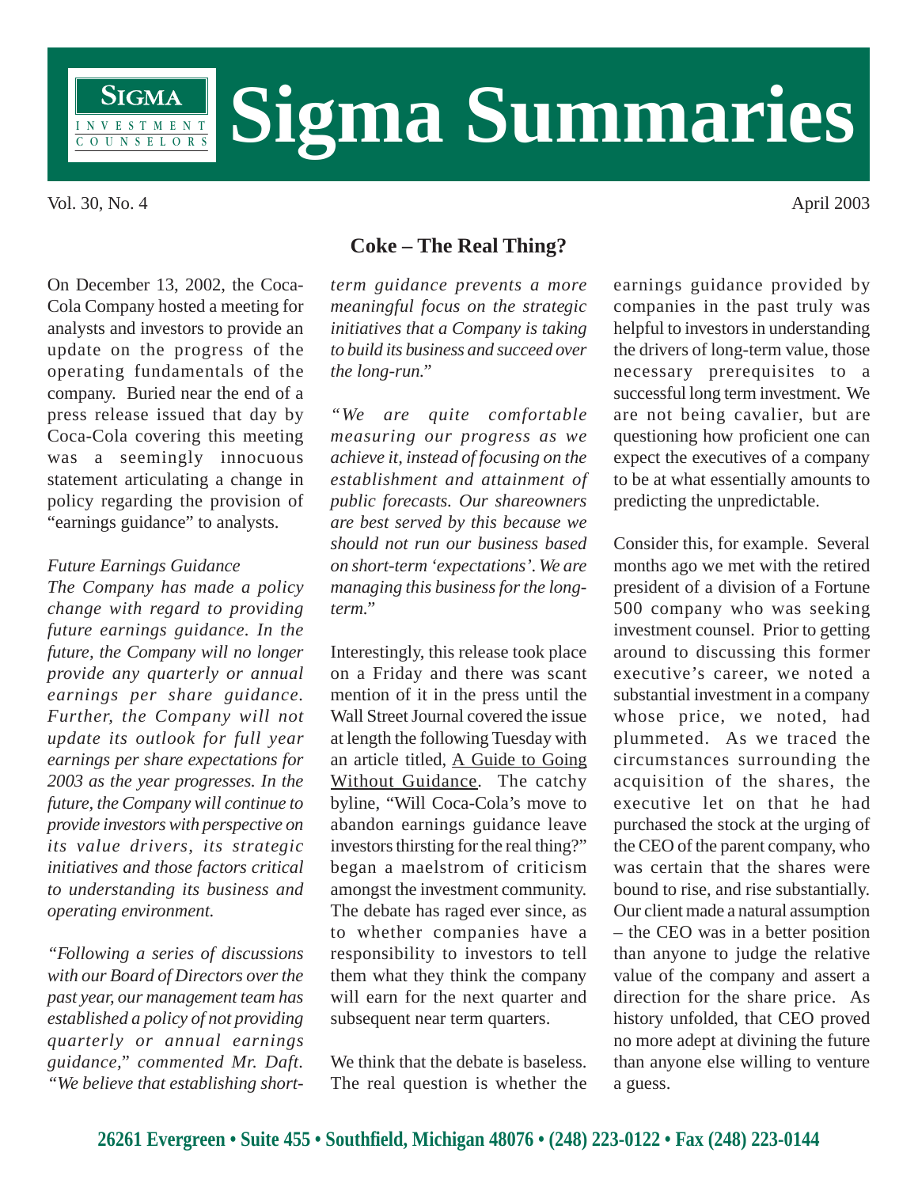# Sigma Summaries

SIGMA INVESTMENT COUNSELORS

Vol. 30, No. 4

April 2003

## Coke – The Real Thing?

On December 13, 2002, the Coca-Cola Company hosted a meeting for analysts and investors to provide an update on the progress of the operating fundamentals of the company. Buried near the end of a press release issued that day by Coca-Cola covering this meeting was a seemingly innocuous statement articulating a change in policy regarding the provision of "earnings guidance" to analysts.

*Future Earnings Guidance*
*The Company has made a policy change with regard to providing future earnings guidance. In the future, the Company will no longer provide any quarterly or annual earnings per share guidance. Further, the Company will not update its outlook for full year earnings per share expectations for 2003 as the year progresses. In the future, the Company will continue to provide investors with perspective on its value drivers, its strategic initiatives and those factors critical to understanding its business and operating environment.*

*"Following a series of discussions with our Board of Directors over the past year, our management team has established a policy of not providing quarterly or annual earnings guidance," commented Mr. Daft. "We believe that establishing short-term guidance prevents a more meaningful focus on the strategic initiatives that a Company is taking to build its business and succeed over the long-run."*

*"We are quite comfortable measuring our progress as we achieve it, instead of focusing on the establishment and attainment of public forecasts. Our shareowners are best served by this because we should not run our business based on short-term 'expectations'. We are managing this business for the long-term."*

Interestingly, this release took place on a Friday and there was scant mention of it in the press until the Wall Street Journal covered the issue at length the following Tuesday with an article titled, A Guide to Going Without Guidance. The catchy byline, "Will Coca-Cola's move to abandon earnings guidance leave investors thirsting for the real thing?" began a maelstrom of criticism amongst the investment community. The debate has raged ever since, as to whether companies have a responsibility to investors to tell them what they think the company will earn for the next quarter and subsequent near term quarters.

We think that the debate is baseless. The real question is whether the earnings guidance provided by companies in the past truly was helpful to investors in understanding the drivers of long-term value, those necessary prerequisites to a successful long term investment. We are not being cavalier, but are questioning how proficient one can expect the executives of a company to be at what essentially amounts to predicting the unpredictable.

Consider this, for example. Several months ago we met with the retired president of a division of a Fortune 500 company who was seeking investment counsel. Prior to getting around to discussing this former executive's career, we noted a substantial investment in a company whose price, we noted, had plummeted. As we traced the circumstances surrounding the acquisition of the shares, the executive let on that he had purchased the stock at the urging of the CEO of the parent company, who was certain that the shares were bound to rise, and rise substantially. Our client made a natural assumption – the CEO was in a better position than anyone to judge the relative value of the company and assert a direction for the share price. As history unfolded, that CEO proved no more adept at divining the future than anyone else willing to venture a guess.

26261 Evergreen • Suite 455 • Southfield, Michigan 48076 • (248) 223-0122 • Fax (248) 223-0144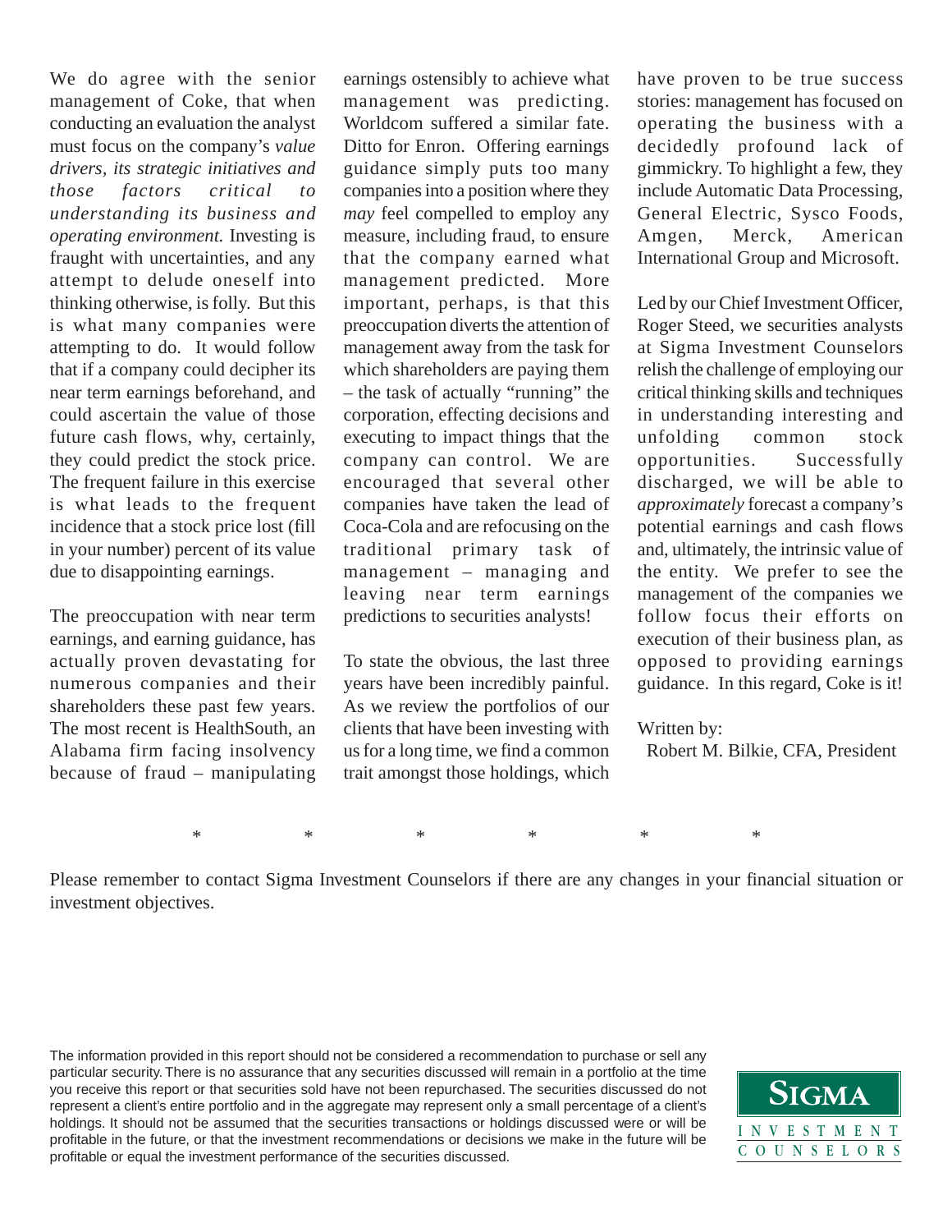We do agree with the senior management of Coke, that when conducting an evaluation the analyst must focus on the company's *value drivers, its strategic initiatives and those factors critical to understanding its business and operating environment.* Investing is fraught with uncertainties, and any attempt to delude oneself into thinking otherwise, is folly. But this is what many companies were attempting to do. It would follow that if a company could decipher its near term earnings beforehand, and could ascertain the value of those future cash flows, why, certainly, they could predict the stock price. The frequent failure in this exercise is what leads to the frequent incidence that a stock price lost (fill in your number) percent of its value due to disappointing earnings.

The preoccupation with near term earnings, and earning guidance, has actually proven devastating for numerous companies and their shareholders these past few years. The most recent is HealthSouth, an Alabama firm facing insolvency because of fraud – manipulating earnings ostensibly to achieve what management was predicting. Worldcom suffered a similar fate. Ditto for Enron. Offering earnings guidance simply puts too many companies into a position where they *may* feel compelled to employ any measure, including fraud, to ensure that the company earned what management predicted. More important, perhaps, is that this preoccupation diverts the attention of management away from the task for which shareholders are paying them – the task of actually "running" the corporation, effecting decisions and executing to impact things that the company can control. We are encouraged that several other companies have taken the lead of Coca-Cola and are refocusing on the traditional primary task of management – managing and leaving near term earnings predictions to securities analysts!

To state the obvious, the last three years have been incredibly painful. As we review the portfolios of our clients that have been investing with us for a long time, we find a common trait amongst those holdings, which have proven to be true success stories: management has focused on operating the business with a decidedly profound lack of gimmickry. To highlight a few, they include Automatic Data Processing, General Electric, Sysco Foods, Amgen, Merck, American International Group and Microsoft.

Led by our Chief Investment Officer, Roger Steed, we securities analysts at Sigma Investment Counselors relish the challenge of employing our critical thinking skills and techniques in understanding interesting and unfolding common stock opportunities. Successfully discharged, we will be able to *approximately* forecast a company's potential earnings and cash flows and, ultimately, the intrinsic value of the entity. We prefer to see the management of the companies we follow focus their efforts on execution of their business plan, as opposed to providing earnings guidance. In this regard, Coke is it!

Written by:
Robert M. Bilkie, CFA, President

\* \* \* \* \* \*

Please remember to contact Sigma Investment Counselors if there are any changes in your financial situation or investment objectives.

The information provided in this report should not be considered a recommendation to purchase or sell any particular security. There is no assurance that any securities discussed will remain in a portfolio at the time you receive this report or that securities sold have not been repurchased. The securities discussed do not represent a client's entire portfolio and in the aggregate may represent only a small percentage of a client's holdings. It should not be assumed that the securities transactions or holdings discussed were or will be profitable in the future, or that the investment recommendations or decisions we make in the future will be profitable or equal the investment performance of the securities discussed.

SIGMA
INVESTMENT COUNSELORS